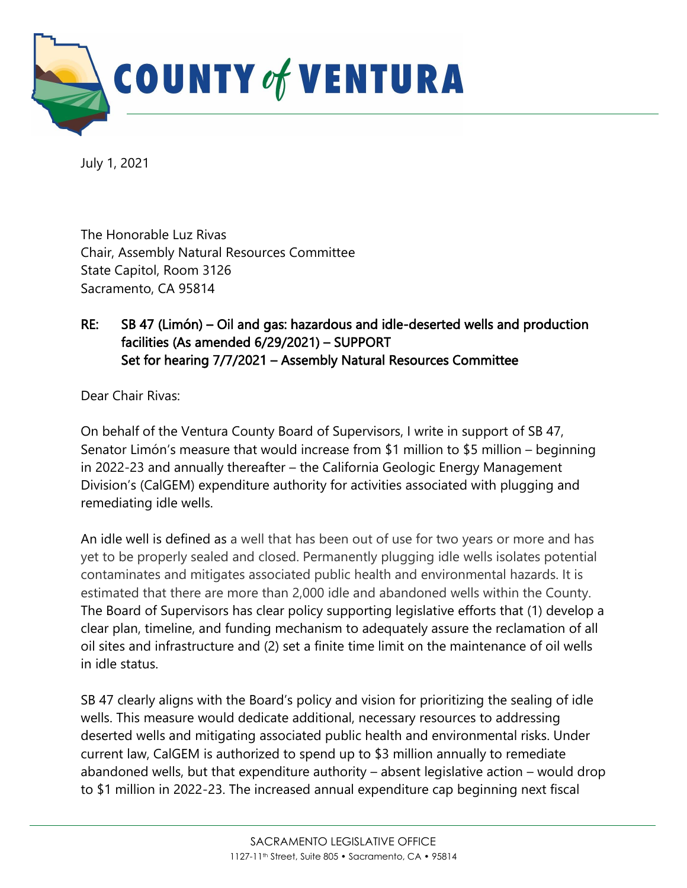# COUNTY of VENTURA

July 1, 2021

The Honorable Luz Rivas
Chair, Assembly Natural Resources Committee
State Capitol, Room 3126
Sacramento, CA 95814

**RE: SB 47 (Limón) – Oil and gas: hazardous and idle-deserted wells and production facilities (As amended 6/29/2021) – SUPPORT**
**Set for hearing 7/7/2021 – Assembly Natural Resources Committee**

Dear Chair Rivas:

On behalf of the Ventura County Board of Supervisors, I write in support of SB 47, Senator Limón's measure that would increase from $1 million to $5 million – beginning in 2022-23 and annually thereafter – the California Geologic Energy Management Division's (CalGEM) expenditure authority for activities associated with plugging and remediating idle wells.

An idle well is defined as a well that has been out of use for two years or more and has yet to be properly sealed and closed. Permanently plugging idle wells isolates potential contaminates and mitigates associated public health and environmental hazards. It is estimated that there are more than 2,000 idle and abandoned wells within the County. The Board of Supervisors has clear policy supporting legislative efforts that (1) develop a clear plan, timeline, and funding mechanism to adequately assure the reclamation of all oil sites and infrastructure and (2) set a finite time limit on the maintenance of oil wells in idle status.

SB 47 clearly aligns with the Board's policy and vision for prioritizing the sealing of idle wells. This measure would dedicate additional, necessary resources to addressing deserted wells and mitigating associated public health and environmental risks. Under current law, CalGEM is authorized to spend up to $3 million annually to remediate abandoned wells, but that expenditure authority – absent legislative action – would drop to $1 million in 2022-23. The increased annual expenditure cap beginning next fiscal

SACRAMENTO LEGISLATIVE OFFICE
1127-11th Street, Suite 805 • Sacramento, CA • 95814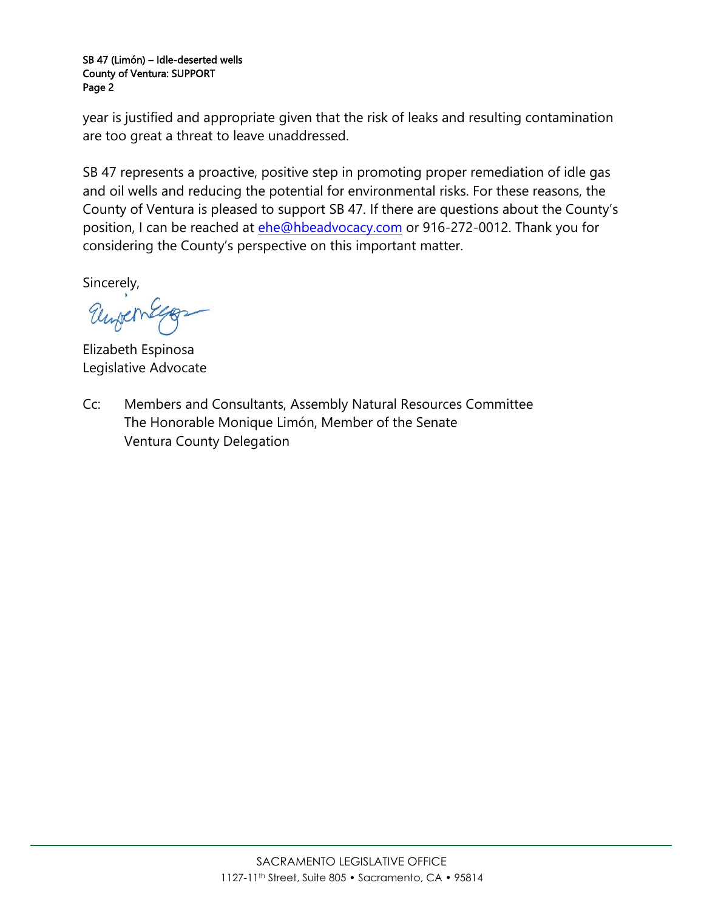year is justified and appropriate given that the risk of leaks and resulting contamination are too great a threat to leave unaddressed.

SB 47 represents a proactive, positive step in promoting proper remediation of idle gas and oil wells and reducing the potential for environmental risks. For these reasons, the County of Ventura is pleased to support SB 47. If there are questions about the County's position, I can be reached at ehe@hbeadvocacy.com or 916-272-0012. Thank you for considering the County's perspective on this important matter.

Sincerely,

Elizabeth Espinosa
Legislative Advocate

Cc: Members and Consultants, Assembly Natural Resources Committee
The Honorable Monique Limón, Member of the Senate
Ventura County Delegation